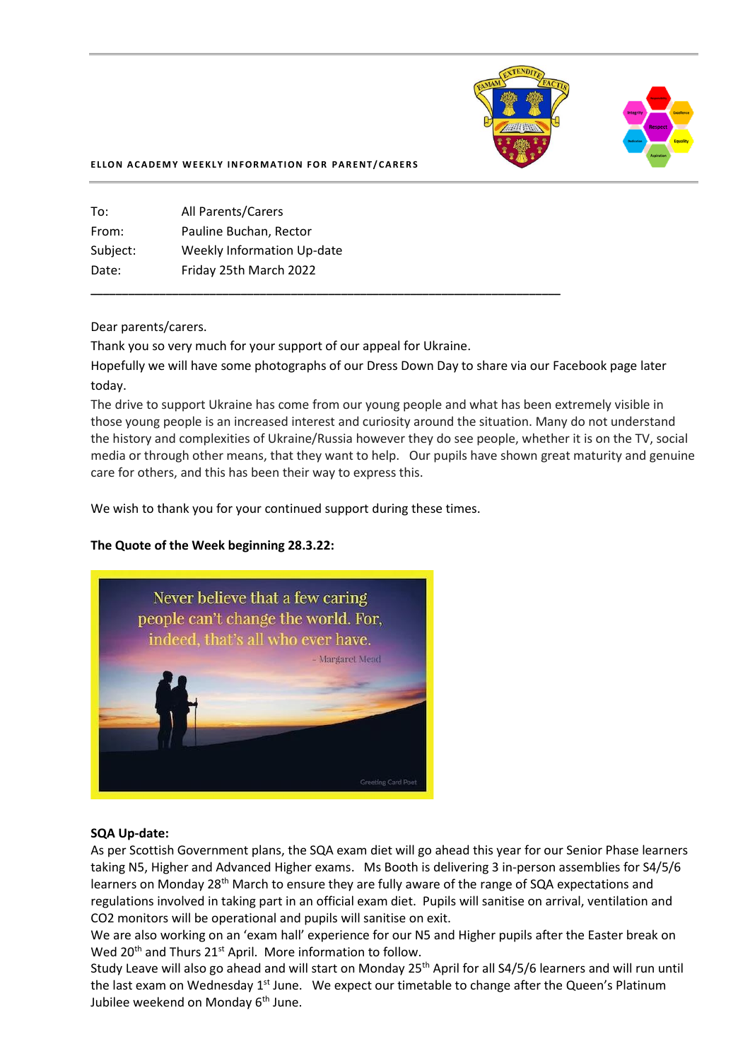**ELLON ACADEMY WEEKLY INFORMATION FOR PARENT/CARERS**

| | |
|---|---|
| To: | All Parents/Carers |
| From: | Pauline Buchan, Rector |
| Subject: | Weekly Information Up-date |
| Date: | Friday 25th March 2022 |

---

Dear parents/carers.

Thank you so very much for your support of our appeal for Ukraine.

Hopefully we will have some photographs of our Dress Down Day to share via our Facebook page later today.

The drive to support Ukraine has come from our young people and what has been extremely visible in those young people is an increased interest and curiosity around the situation. Many do not understand the history and complexities of Ukraine/Russia however they do see people, whether it is on the TV, social media or through other means, that they want to help. Our pupils have shown great maturity and genuine care for others, and this has been their way to express this.

We wish to thank you for your continued support during these times.

**The Quote of the Week beginning 28.3.22:**

Never believe that a few caring people can't change the world. For, indeed, that's all who ever have.

- Margaret Mead

**SQA Up-date:**

As per Scottish Government plans, the SQA exam diet will go ahead this year for our Senior Phase learners taking N5, Higher and Advanced Higher exams. Ms Booth is delivering 3 in-person assemblies for S4/5/6 learners on Monday 28th March to ensure they are fully aware of the range of SQA expectations and regulations involved in taking part in an official exam diet. Pupils will sanitise on arrival, ventilation and CO2 monitors will be operational and pupils will sanitise on exit.

We are also working on an 'exam hall' experience for our N5 and Higher pupils after the Easter break on Wed 20th and Thurs 21st April. More information to follow.

Study Leave will also go ahead and will start on Monday 25th April for all S4/5/6 learners and will run until the last exam on Wednesday 1st June. We expect our timetable to change after the Queen's Platinum Jubilee weekend on Monday 6th June.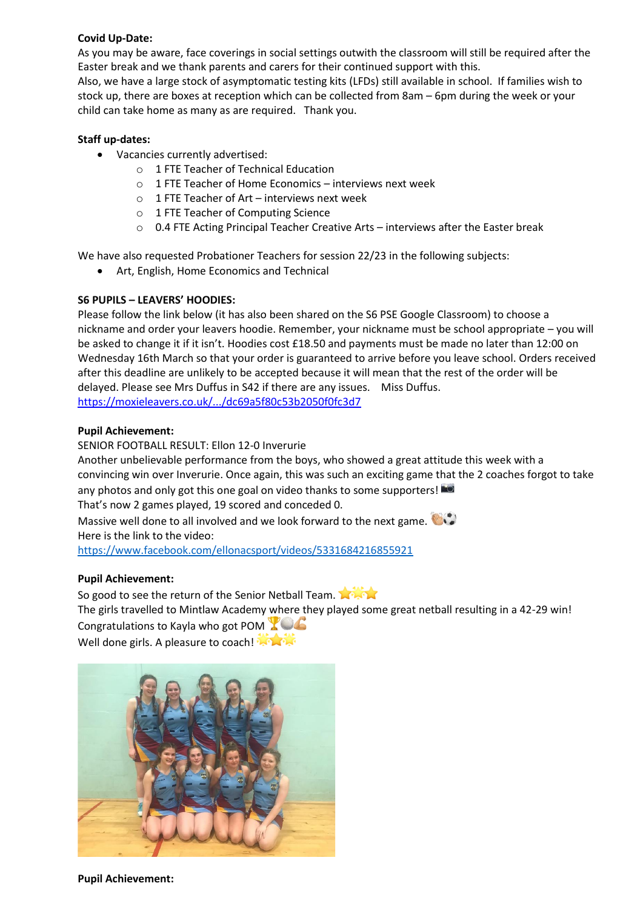**Covid Up-Date:**
As you may be aware, face coverings in social settings outwith the classroom will still be required after the Easter break and we thank parents and carers for their continued support with this.
Also, we have a large stock of asymptomatic testing kits (LFDs) still available in school. If families wish to stock up, there are boxes at reception which can be collected from 8am – 6pm during the week or your child can take home as many as are required. Thank you.

**Staff up-dates:**

- Vacancies currently advertised:
  - 1 FTE Teacher of Technical Education
  - 1 FTE Teacher of Home Economics – interviews next week
  - 1 FTE Teacher of Art – interviews next week
  - 1 FTE Teacher of Computing Science
  - 0.4 FTE Acting Principal Teacher Creative Arts – interviews after the Easter break

We have also requested Probationer Teachers for session 22/23 in the following subjects:

- Art, English, Home Economics and Technical

**S6 PUPILS – LEAVERS' HOODIES:**
Please follow the link below (it has also been shared on the S6 PSE Google Classroom) to choose a nickname and order your leavers hoodie. Remember, your nickname must be school appropriate – you will be asked to change it if it isn't. Hoodies cost £18.50 and payments must be made no later than 12:00 on Wednesday 16th March so that your order is guaranteed to arrive before you leave school. Orders received after this deadline are unlikely to be accepted because it will mean that the rest of the order will be delayed. Please see Mrs Duffus in S42 if there are any issues. Miss Duffus.
https://moxieleavers.co.uk/.../dc69a5f80c53b2050f0fc3d7

**Pupil Achievement:**
SENIOR FOOTBALL RESULT: Ellon 12-0 Inverurie
Another unbelievable performance from the boys, who showed a great attitude this week with a convincing win over Inverurie. Once again, this was such an exciting game that the 2 coaches forgot to take any photos and only got this one goal on video thanks to some supporters! 📷
That's now 2 games played, 19 scored and conceded 0.
Massive well done to all involved and we look forward to the next game. 👏⚽
Here is the link to the video:
https://www.facebook.com/ellonacsport/videos/5331684216855921

**Pupil Achievement:**
So good to see the return of the Senior Netball Team. ⭐🌟⭐
The girls travelled to Mintlaw Academy where they played some great netball resulting in a 42-29 win!
Congratulations to Kayla who got POM 🏆🏐💪
Well done girls. A pleasure to coach! 🌟⭐🌟

**Pupil Achievement:**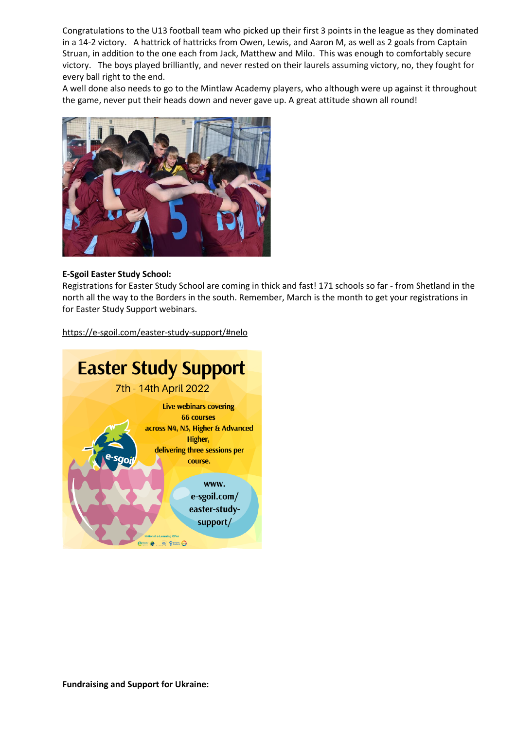Congratulations to the U13 football team who picked up their first 3 points in the league as they dominated in a 14-2 victory.  A hattrick of hattricks from Owen, Lewis, and Aaron M, as well as 2 goals from Captain Struan, in addition to the one each from Jack, Matthew and Milo.  This was enough to comfortably secure victory.  The boys played brilliantly, and never rested on their laurels assuming victory, no, they fought for every ball right to the end.

A well done also needs to go to the Mintlaw Academy players, who although were up against it throughout the game, never put their heads down and never gave up. A great attitude shown all round!

**E-Sgoil Easter Study School:**

Registrations for Easter Study School are coming in thick and fast! 171 schools so far - from Shetland in the north all the way to the Borders in the south. Remember, March is the month to get your registrations in for Easter Study Support webinars.

https://e-sgoil.com/easter-study-support/#nelo

**Fundraising and Support for Ukraine:**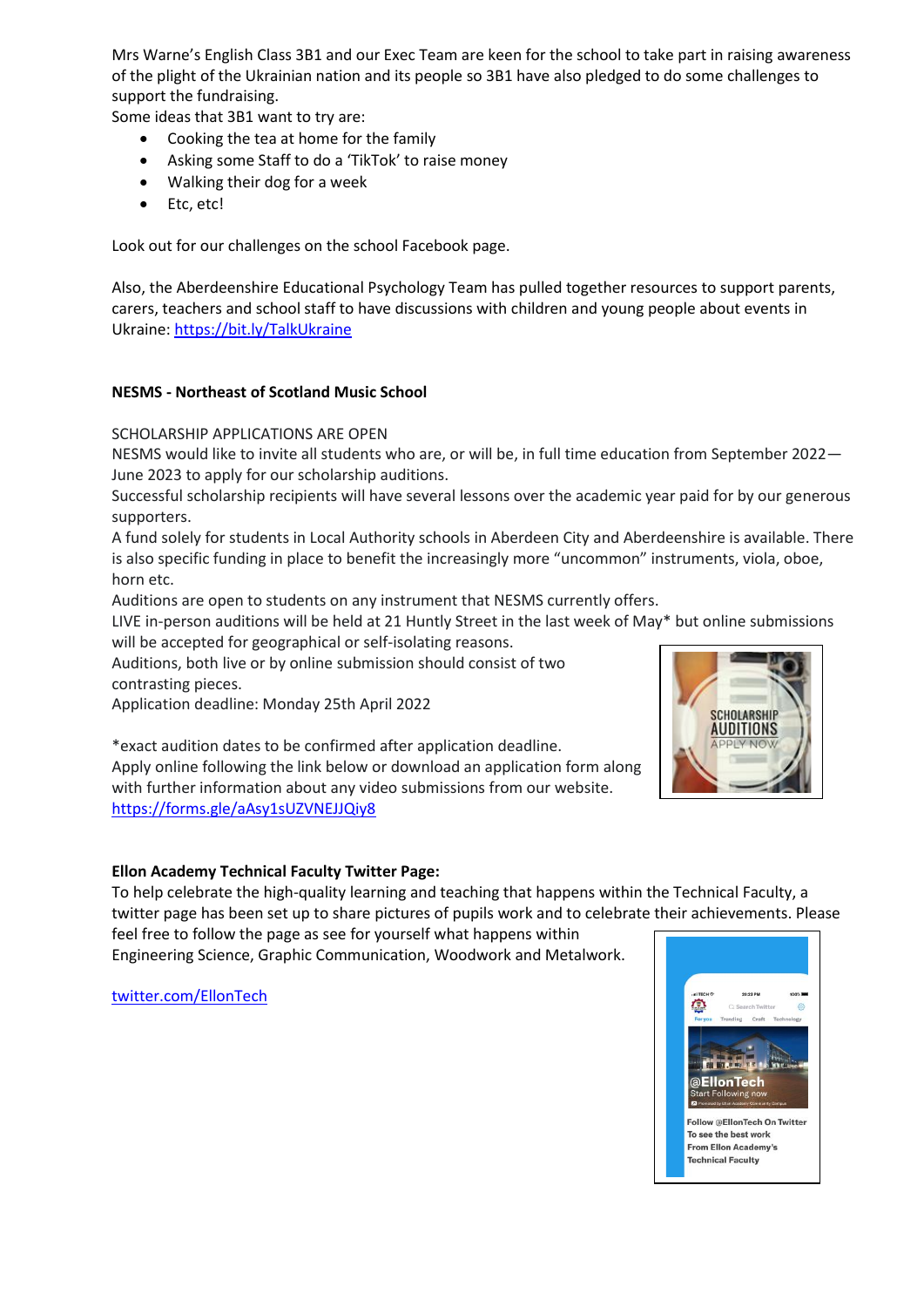Mrs Warne's English Class 3B1 and our Exec Team are keen for the school to take part in raising awareness of the plight of the Ukrainian nation and its people so 3B1 have also pledged to do some challenges to support the fundraising.
Some ideas that 3B1 want to try are:

- Cooking the tea at home for the family
- Asking some Staff to do a 'TikTok' to raise money
- Walking their dog for a week
- Etc, etc!

Look out for our challenges on the school Facebook page.

Also, the Aberdeenshire Educational Psychology Team has pulled together resources to support parents, carers, teachers and school staff to have discussions with children and young people about events in Ukraine: https://bit.ly/TalkUkraine

**NESMS - Northeast of Scotland Music School**

SCHOLARSHIP APPLICATIONS ARE OPEN
NESMS would like to invite all students who are, or will be, in full time education from September 2022—June 2023 to apply for our scholarship auditions.
Successful scholarship recipients will have several lessons over the academic year paid for by our generous supporters.
A fund solely for students in Local Authority schools in Aberdeen City and Aberdeenshire is available. There is also specific funding in place to benefit the increasingly more "uncommon" instruments, viola, oboe, horn etc.
Auditions are open to students on any instrument that NESMS currently offers.
LIVE in-person auditions will be held at 21 Huntly Street in the last week of May* but online submissions will be accepted for geographical or self-isolating reasons.
Auditions, both live or by online submission should consist of two contrasting pieces.
Application deadline: Monday 25th April 2022

*exact audition dates to be confirmed after application deadline.
Apply online following the link below or download an application form along with further information about any video submissions from our website.
https://forms.gle/aAsy1sUZVNEJJQiy8

**Ellon Academy Technical Faculty Twitter Page:**
To help celebrate the high-quality learning and teaching that happens within the Technical Faculty, a twitter page has been set up to share pictures of pupils work and to celebrate their achievements. Please feel free to follow the page as see for yourself what happens within Engineering Science, Graphic Communication, Woodwork and Metalwork.

twitter.com/EllonTech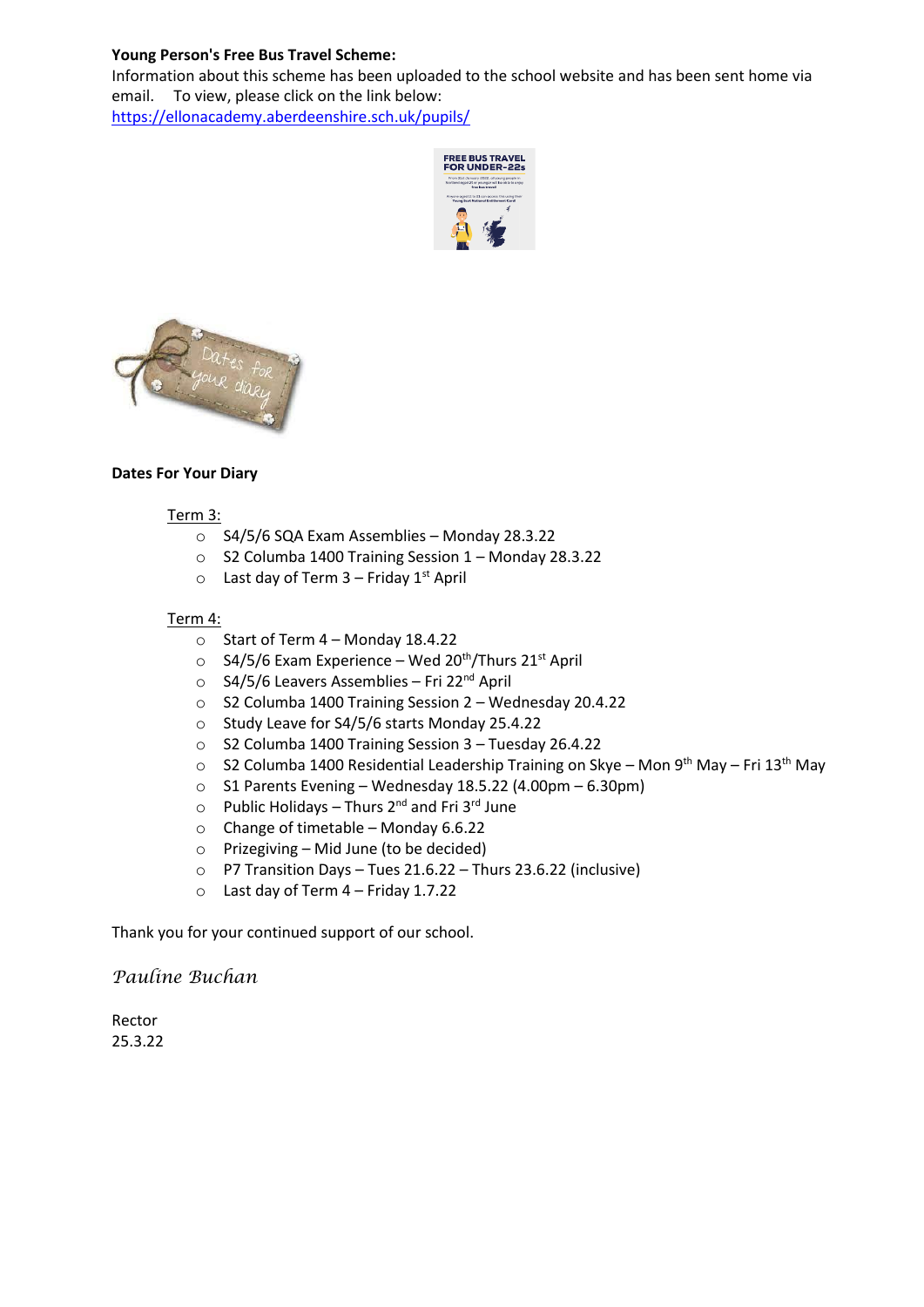**Young Person's Free Bus Travel Scheme:**

Information about this scheme has been uploaded to the school website and has been sent home via email. To view, please click on the link below:
https://ellonacademy.aberdeenshire.sch.uk/pupils/

**Dates For Your Diary**

Term 3:

- S4/5/6 SQA Exam Assemblies – Monday 28.3.22
- S2 Columba 1400 Training Session 1 – Monday 28.3.22
- Last day of Term 3 – Friday 1st April

Term 4:

- Start of Term 4 – Monday 18.4.22
- S4/5/6 Exam Experience – Wed 20th/Thurs 21st April
- S4/5/6 Leavers Assemblies – Fri 22nd April
- S2 Columba 1400 Training Session 2 – Wednesday 20.4.22
- Study Leave for S4/5/6 starts Monday 25.4.22
- S2 Columba 1400 Training Session 3 – Tuesday 26.4.22
- S2 Columba 1400 Residential Leadership Training on Skye – Mon 9th May – Fri 13th May
- S1 Parents Evening – Wednesday 18.5.22 (4.00pm – 6.30pm)
- Public Holidays – Thurs 2nd and Fri 3rd June
- Change of timetable – Monday 6.6.22
- Prizegiving – Mid June (to be decided)
- P7 Transition Days – Tues 21.6.22 – Thurs 23.6.22 (inclusive)
- Last day of Term 4 – Friday 1.7.22

Thank you for your continued support of our school.

*Pauline Buchan*

Rector
25.3.22